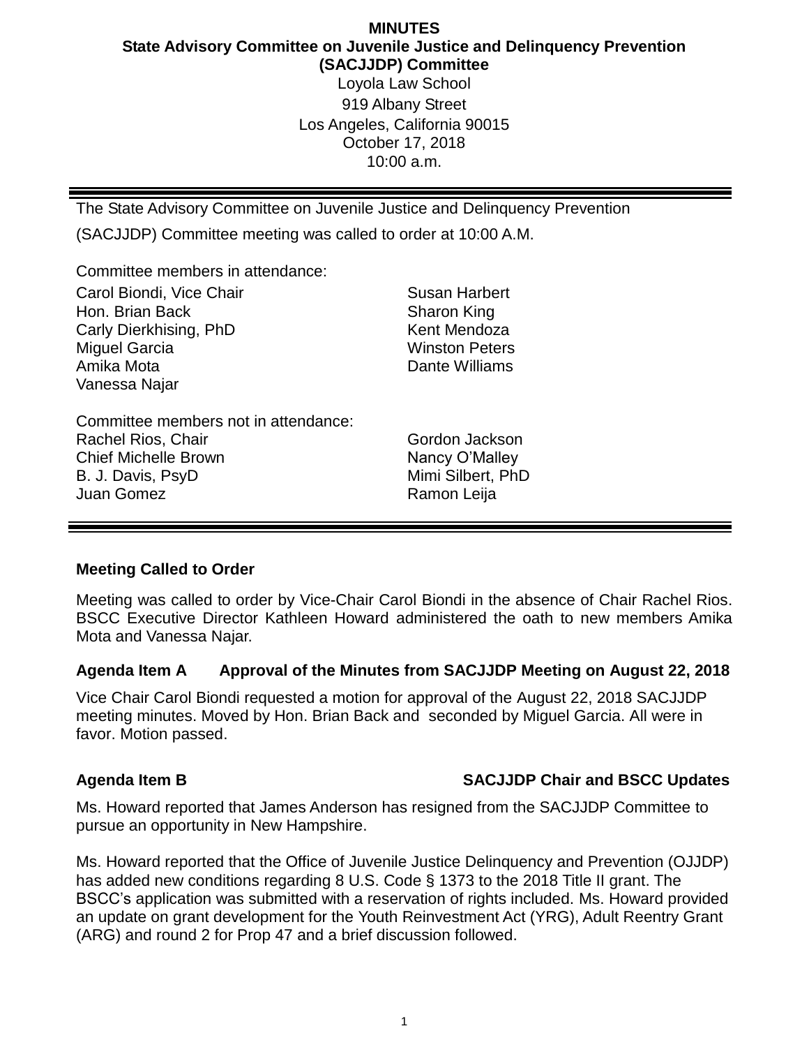# MINUTES
## State Advisory Committee on Juvenile Justice and Delinquency Prevention (SACJJDP) Committee

Loyola Law School
919 Albany Street
Los Angeles, California 90015
October 17, 2018
10:00 a.m.

---

The State Advisory Committee on Juvenile Justice and Delinquency Prevention (SACJJDP) Committee meeting was called to order at 10:00 A.M.

Committee members in attendance:

| | |
|---|---|
| Carol Biondi, Vice Chair | Susan Harbert |
| Hon. Brian Back | Sharon King |
| Carly Dierkhising, PhD | Kent Mendoza |
| Miguel Garcia | Winston Peters |
| Amika Mota | Dante Williams |
| Vanessa Najar | |

Committee members not in attendance:

| | |
|---|---|
| Rachel Rios, Chair | Gordon Jackson |
| Chief Michelle Brown | Nancy O'Malley |
| B. J. Davis, PsyD | Mimi Silbert, PhD |
| Juan Gomez | Ramon Leija |

---

### Meeting Called to Order

Meeting was called to order by Vice-Chair Carol Biondi in the absence of Chair Rachel Rios. BSCC Executive Director Kathleen Howard administered the oath to new members Amika Mota and Vanessa Najar.

### Agenda Item A Approval of the Minutes from SACJJDP Meeting on August 22, 2018

Vice Chair Carol Biondi requested a motion for approval of the August 22, 2018 SACJJDP meeting minutes. Moved by Hon. Brian Back and seconded by Miguel Garcia. All were in favor. Motion passed.

### Agenda Item B SACJJDP Chair and BSCC Updates

Ms. Howard reported that James Anderson has resigned from the SACJJDP Committee to pursue an opportunity in New Hampshire.

Ms. Howard reported that the Office of Juvenile Justice Delinquency and Prevention (OJJDP) has added new conditions regarding 8 U.S. Code § 1373 to the 2018 Title II grant. The BSCC's application was submitted with a reservation of rights included. Ms. Howard provided an update on grant development for the Youth Reinvestment Act (YRG), Adult Reentry Grant (ARG) and round 2 for Prop 47 and a brief discussion followed.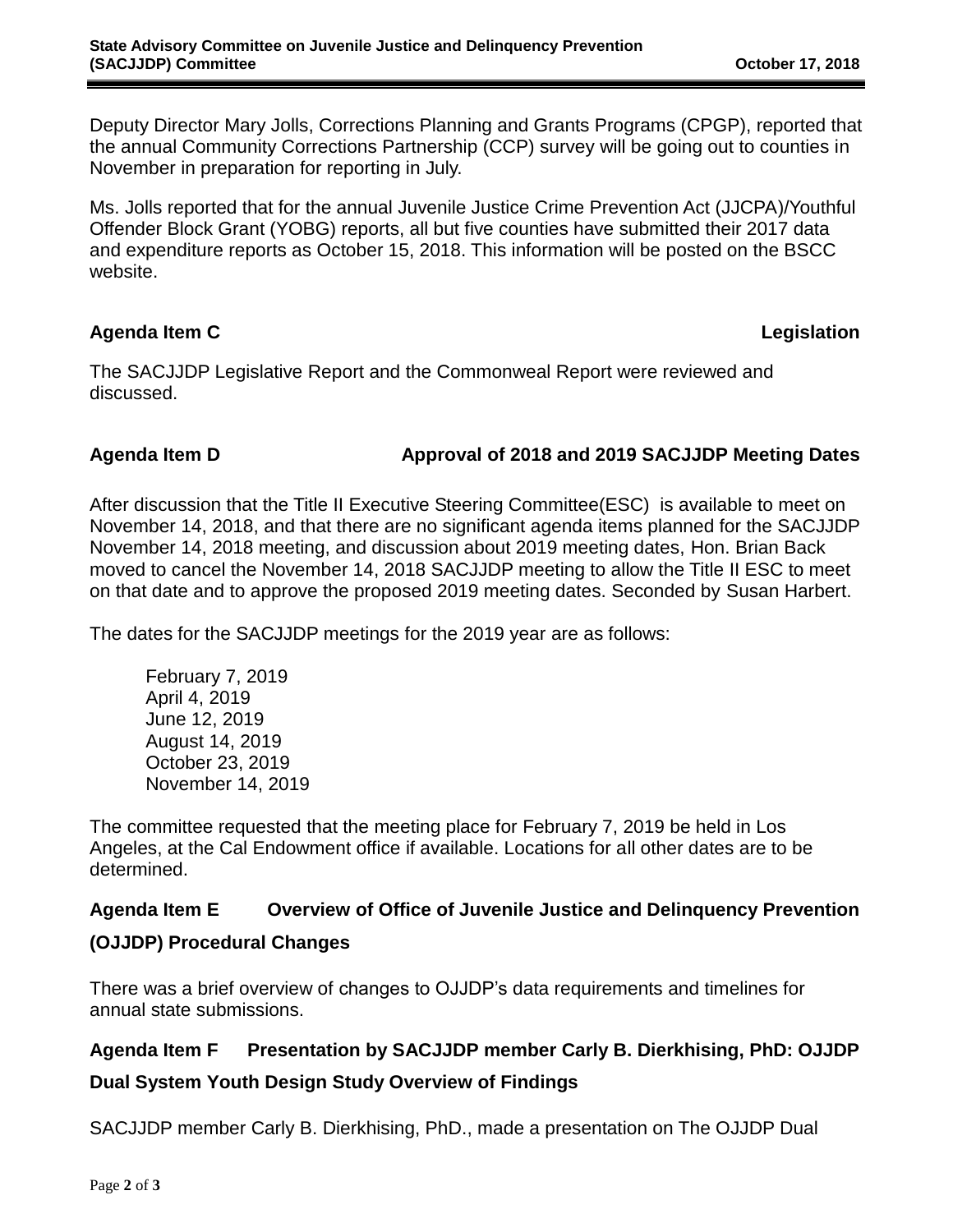Deputy Director Mary Jolls, Corrections Planning and Grants Programs (CPGP), reported that the annual Community Corrections Partnership (CCP) survey will be going out to counties in November in preparation for reporting in July.

Ms. Jolls reported that for the annual Juvenile Justice Crime Prevention Act (JJCPA)/Youthful Offender Block Grant (YOBG) reports, all but five counties have submitted their 2017 data and expenditure reports as October 15, 2018. This information will be posted on the BSCC website.

**Agenda Item C Legislation**

The SACJJDP Legislative Report and the Commonweal Report were reviewed and discussed.

**Agenda Item D Approval of 2018 and 2019 SACJJDP Meeting Dates**

After discussion that the Title II Executive Steering Committee(ESC) is available to meet on November 14, 2018, and that there are no significant agenda items planned for the SACJJDP November 14, 2018 meeting, and discussion about 2019 meeting dates, Hon. Brian Back moved to cancel the November 14, 2018 SACJJDP meeting to allow the Title II ESC to meet on that date and to approve the proposed 2019 meeting dates. Seconded by Susan Harbert.

The dates for the SACJJDP meetings for the 2019 year are as follows:

February 7, 2019
April 4, 2019
June 12, 2019
August 14, 2019
October 23, 2019
November 14, 2019

The committee requested that the meeting place for February 7, 2019 be held in Los Angeles, at the Cal Endowment office if available. Locations for all other dates are to be determined.

**Agenda Item E Overview of Office of Juvenile Justice and Delinquency Prevention (OJJDP) Procedural Changes**

There was a brief overview of changes to OJJDP's data requirements and timelines for annual state submissions.

**Agenda Item F Presentation by SACJJDP member Carly B. Dierkhising, PhD: OJJDP Dual System Youth Design Study Overview of Findings**

SACJJDP member Carly B. Dierkhising, PhD., made a presentation on The OJJDP Dual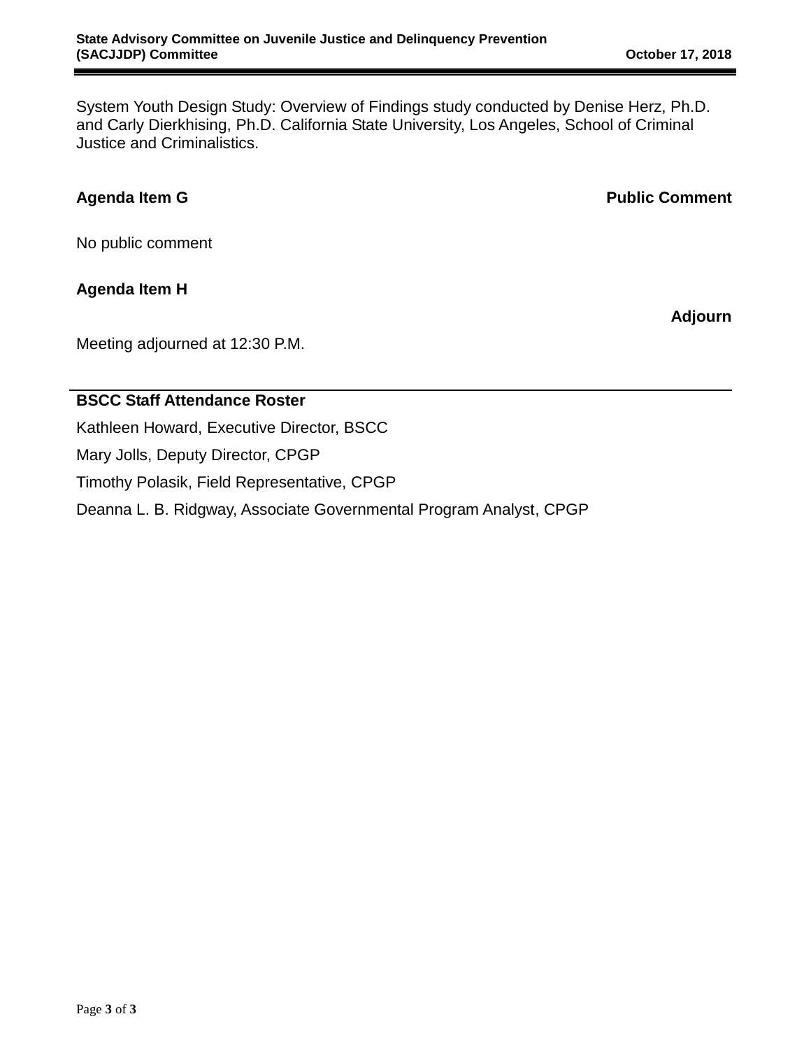System Youth Design Study: Overview of Findings study conducted by Denise Herz, Ph.D. and Carly Dierkhising, Ph.D. California State University, Los Angeles, School of Criminal Justice and Criminalistics.

**Agenda Item G** **Public Comment**

No public comment

**Agenda Item H** **Adjourn**

Meeting adjourned at 12:30 P.M.

---

**BSCC Staff Attendance Roster**

Kathleen Howard, Executive Director, BSCC

Mary Jolls, Deputy Director, CPGP

Timothy Polasik, Field Representative, CPGP

Deanna L. B. Ridgway, Associate Governmental Program Analyst, CPGP